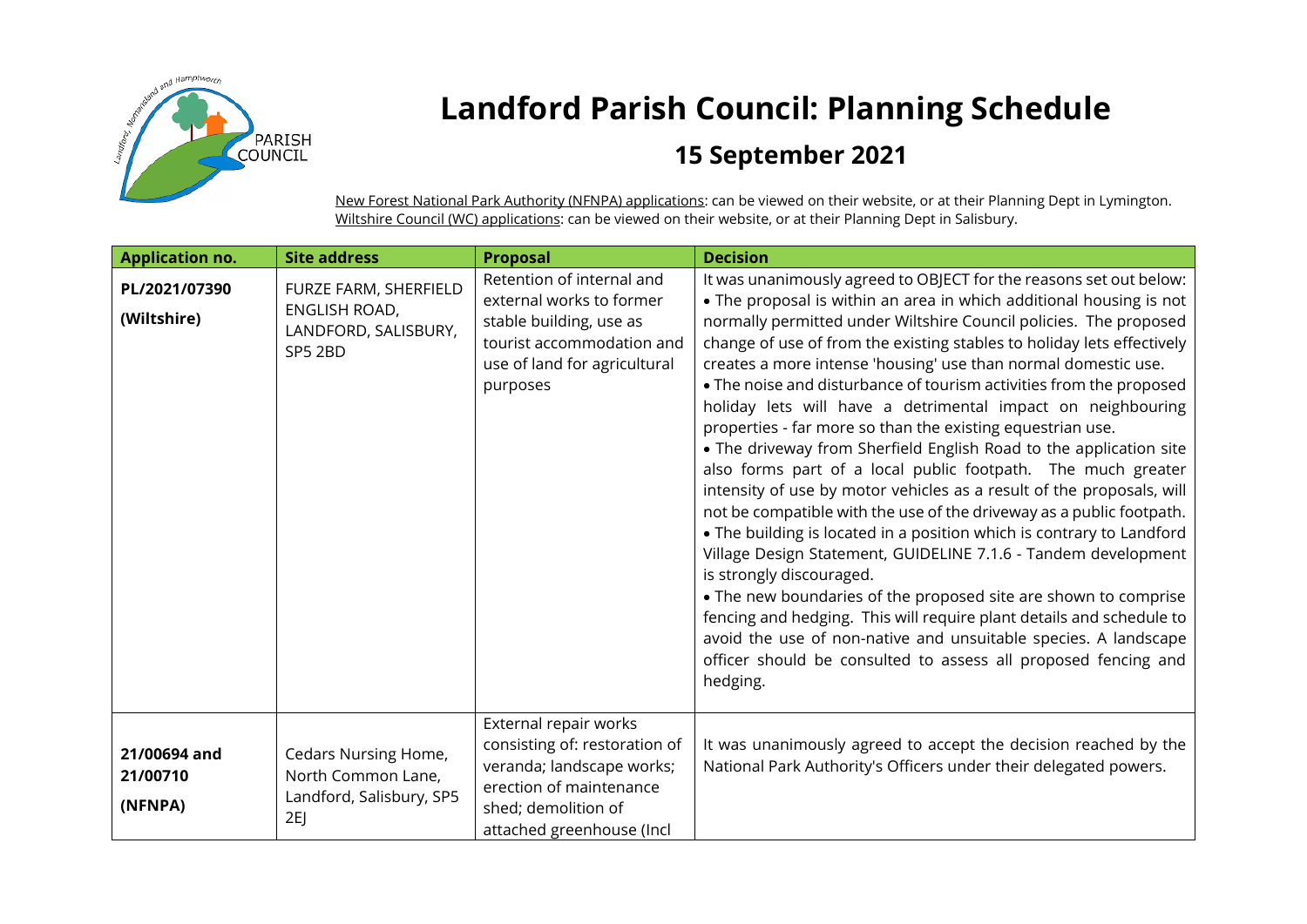# Landford Parish Council: Planning Schedule

## 15 September 2021

New Forest National Park Authority (NFNPA) applications: can be viewed on their website, or at their Planning Dept in Lymington.
Wiltshire Council (WC) applications: can be viewed on their website, or at their Planning Dept in Salisbury.

| Application no. | Site address | Proposal | Decision |
|---|---|---|---|
| **PL/2021/07390** **(Wiltshire)** | FURZE FARM, SHERFIELD ENGLISH ROAD, LANDFORD, SALISBURY, SP5 2BD | Retention of internal and external works to former stable building, use as tourist accommodation and use of land for agricultural purposes | It was unanimously agreed to OBJECT for the reasons set out below:<br>• The proposal is within an area in which additional housing is not normally permitted under Wiltshire Council policies. The proposed change of use of from the existing stables to holiday lets effectively creates a more intense 'housing' use than normal domestic use.<br>• The noise and disturbance of tourism activities from the proposed holiday lets will have a detrimental impact on neighbouring properties - far more so than the existing equestrian use.<br>• The driveway from Sherfield English Road to the application site also forms part of a local public footpath. The much greater intensity of use by motor vehicles as a result of the proposals, will not be compatible with the use of the driveway as a public footpath.<br>• The building is located in a position which is contrary to Landford Village Design Statement, GUIDELINE 7.1.6 - Tandem development is strongly discouraged.<br>• The new boundaries of the proposed site are shown to comprise fencing and hedging. This will require plant details and schedule to avoid the use of non-native and unsuitable species. A landscape officer should be consulted to assess all proposed fencing and hedging. |
| **21/00694 and 21/00710** **(NFNPA)** | Cedars Nursing Home, North Common Lane, Landford, Salisbury, SP5 2EJ | External repair works consisting of: restoration of veranda; landscape works; erection of maintenance shed; demolition of attached greenhouse (Incl | It was unanimously agreed to accept the decision reached by the National Park Authority's Officers under their delegated powers. |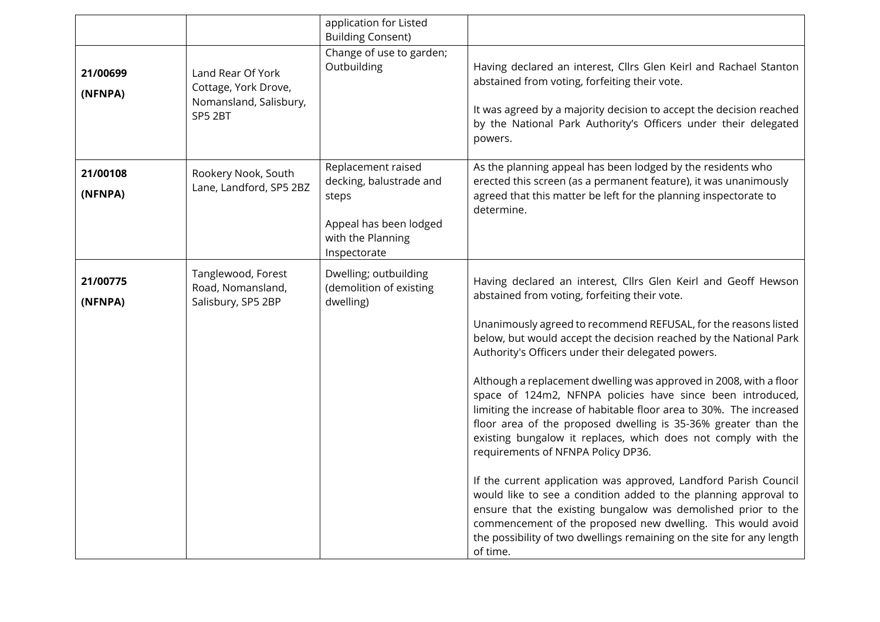| | | | |
|---|---|---|---|
| | | application for Listed Building Consent) | |
| **21/00699 (NFNPA)** | Land Rear Of York Cottage, York Drove, Nomansland, Salisbury, SP5 2BT | Change of use to garden; Outbuilding | Having declared an interest, Cllrs Glen Keirl and Rachael Stanton abstained from voting, forfeiting their vote.<br><br>It was agreed by a majority decision to accept the decision reached by the National Park Authority's Officers under their delegated powers. |
| **21/00108 (NFNPA)** | Rookery Nook, South Lane, Landford, SP5 2BZ | Replacement raised decking, balustrade and steps<br><br>Appeal has been lodged with the Planning Inspectorate | As the planning appeal has been lodged by the residents who erected this screen (as a permanent feature), it was unanimously agreed that this matter be left for the planning inspectorate to determine. |
| **21/00775 (NFNPA)** | Tanglewood, Forest Road, Nomansland, Salisbury, SP5 2BP | Dwelling; outbuilding (demolition of existing dwelling) | Having declared an interest, Cllrs Glen Keirl and Geoff Hewson abstained from voting, forfeiting their vote.<br><br>Unanimously agreed to recommend REFUSAL, for the reasons listed below, but would accept the decision reached by the National Park Authority's Officers under their delegated powers.<br><br>Although a replacement dwelling was approved in 2008, with a floor space of 124m2, NFNPA policies have since been introduced, limiting the increase of habitable floor area to 30%. The increased floor area of the proposed dwelling is 35-36% greater than the existing bungalow it replaces, which does not comply with the requirements of NFNPA Policy DP36.<br><br>If the current application was approved, Landford Parish Council would like to see a condition added to the planning approval to ensure that the existing bungalow was demolished prior to the commencement of the proposed new dwelling. This would avoid the possibility of two dwellings remaining on the site for any length of time. |